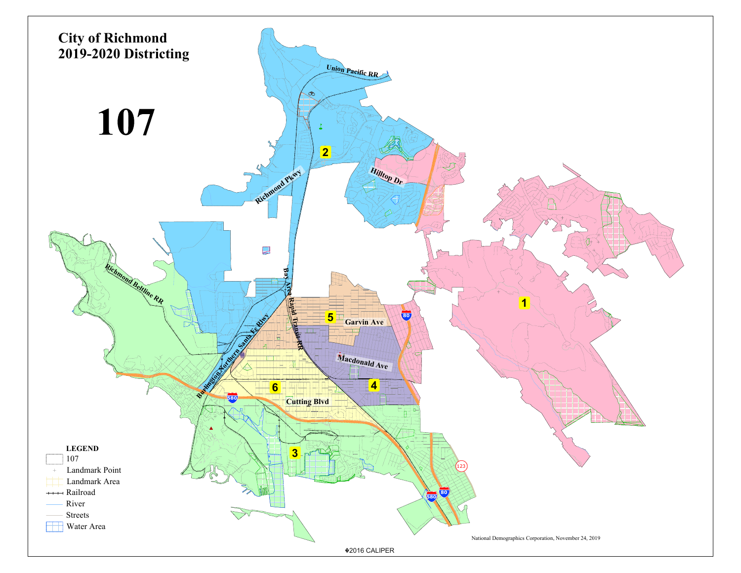# City of Richmond
# 2019-2020 Districting

# 107

Union Pacific RR

2

Hilltop Dr

Richmond Pkwy

Richmond Beltline RR

Bay Area Rapid Transit RR

Burlington Northern Santa Fe Rlwy

5

Garvin Ave

1

80

Macdonald Ave

4

6

580

Cutting Blvd

3

123

580

80

**LEGEND**

- 107
- Landmark Point
- Landmark Area
- Railroad
- River
- Streets
- Water Area

National Demographics Corporation, November 24, 2019

©2016 CALIPER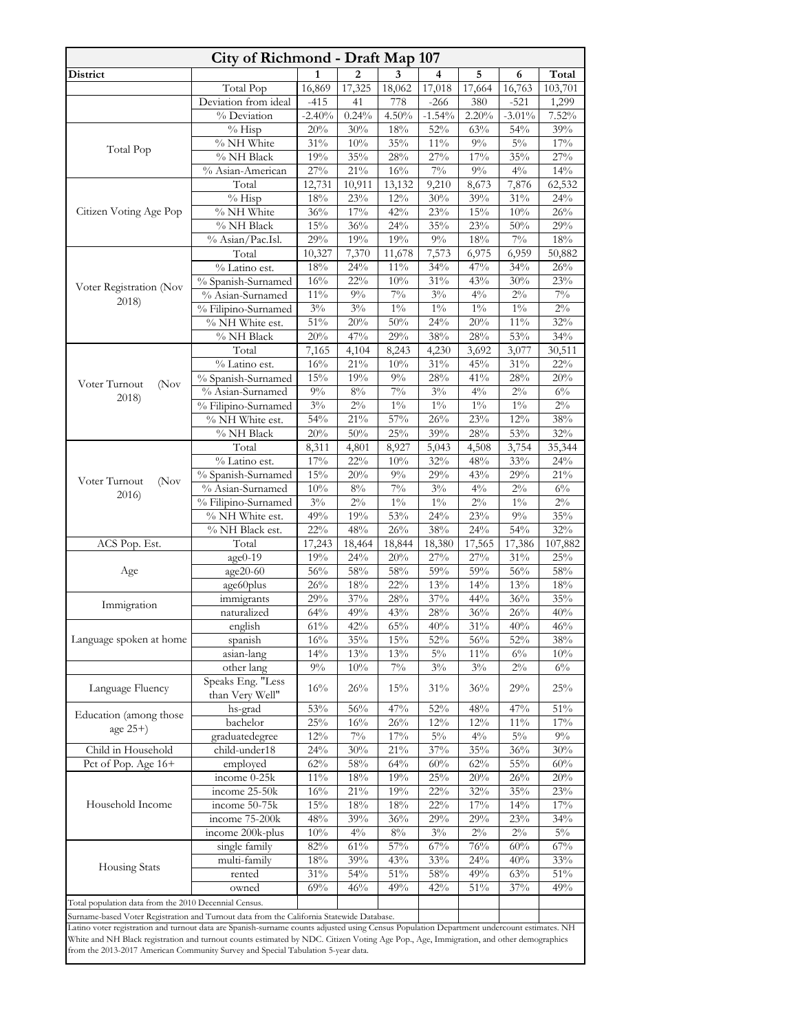# City of Richmond - Draft Map 107

| District | | 1 | 2 | 3 | 4 | 5 | 6 | Total |
|---|---|---|---|---|---|---|---|---|
| | Total Pop | 16,869 | 17,325 | 18,062 | 17,018 | 17,664 | 16,763 | 103,701 |
| | Deviation from ideal | -415 | 41 | 778 | -266 | 380 | -521 | 1,299 |
| | % Deviation | -2.40% | 0.24% | 4.50% | -1.54% | 2.20% | -3.01% | 7.52% |
| Total Pop | % Hisp | 20% | 30% | 18% | 52% | 63% | 54% | 39% |
| | % NH White | 31% | 10% | 35% | 11% | 9% | 5% | 17% |
| | % NH Black | 19% | 35% | 28% | 27% | 17% | 35% | 27% |
| | % Asian-American | 27% | 21% | 16% | 7% | 9% | 4% | 14% |
| Citizen Voting Age Pop | Total | 12,731 | 10,911 | 13,132 | 9,210 | 8,673 | 7,876 | 62,532 |
| | % Hisp | 18% | 23% | 12% | 30% | 39% | 31% | 24% |
| | % NH White | 36% | 17% | 42% | 23% | 15% | 10% | 26% |
| | % NH Black | 15% | 36% | 24% | 35% | 23% | 50% | 29% |
| | % Asian/Pac.Isl. | 29% | 19% | 19% | 9% | 18% | 7% | 18% |
| Voter Registration (Nov 2018) | Total | 10,327 | 7,370 | 11,678 | 7,573 | 6,975 | 6,959 | 50,882 |
| | % Latino est. | 18% | 24% | 11% | 34% | 47% | 34% | 26% |
| | % Spanish-Surnamed | 16% | 22% | 10% | 31% | 43% | 30% | 23% |
| | % Asian-Surnamed | 11% | 9% | 7% | 3% | 4% | 2% | 7% |
| | % Filipino-Surnamed | 3% | 3% | 1% | 1% | 1% | 1% | 2% |
| | % NH White est. | 51% | 20% | 50% | 24% | 20% | 11% | 32% |
| | % NH Black | 20% | 47% | 29% | 38% | 28% | 53% | 34% |
| Voter Turnout (Nov 2018) | Total | 7,165 | 4,104 | 8,243 | 4,230 | 3,692 | 3,077 | 30,511 |
| | % Latino est. | 16% | 21% | 10% | 31% | 45% | 31% | 22% |
| | % Spanish-Surnamed | 15% | 19% | 9% | 28% | 41% | 28% | 20% |
| | % Asian-Surnamed | 9% | 8% | 7% | 3% | 4% | 2% | 6% |
| | % Filipino-Surnamed | 3% | 2% | 1% | 1% | 1% | 1% | 2% |
| | % NH White est. | 54% | 21% | 57% | 26% | 23% | 12% | 38% |
| | % NH Black | 20% | 50% | 25% | 39% | 28% | 53% | 32% |
| Voter Turnout (Nov 2016) | Total | 8,311 | 4,801 | 8,927 | 5,043 | 4,508 | 3,754 | 35,344 |
| | % Latino est. | 17% | 22% | 10% | 32% | 48% | 33% | 24% |
| | % Spanish-Surnamed | 15% | 20% | 9% | 29% | 43% | 29% | 21% |
| | % Asian-Surnamed | 10% | 8% | 7% | 3% | 4% | 2% | 6% |
| | % Filipino-Surnamed | 3% | 2% | 1% | 1% | 2% | 1% | 2% |
| | % NH White est. | 49% | 19% | 53% | 24% | 23% | 9% | 35% |
| | % NH Black est. | 22% | 48% | 26% | 38% | 24% | 54% | 32% |
| ACS Pop. Est. | Total | 17,243 | 18,464 | 18,844 | 18,380 | 17,565 | 17,386 | 107,882 |
| Age | age0-19 | 19% | 24% | 20% | 27% | 27% | 31% | 25% |
| | age20-60 | 56% | 58% | 58% | 59% | 59% | 56% | 58% |
| | age60plus | 26% | 18% | 22% | 13% | 14% | 13% | 18% |
| Immigration | immigrants | 29% | 37% | 28% | 37% | 44% | 36% | 35% |
| | naturalized | 64% | 49% | 43% | 28% | 36% | 26% | 40% |
| Language spoken at home | english | 61% | 42% | 65% | 40% | 31% | 40% | 46% |
| | spanish | 16% | 35% | 15% | 52% | 56% | 52% | 38% |
| | asian-lang | 14% | 13% | 13% | 5% | 11% | 6% | 10% |
| | other lang | 9% | 10% | 7% | 3% | 3% | 2% | 6% |
| Language Fluency | Speaks Eng. "Less than Very Well" | 16% | 26% | 15% | 31% | 36% | 29% | 25% |
| Education (among those age 25+) | hs-grad | 53% | 56% | 47% | 52% | 48% | 47% | 51% |
| | bachelor | 25% | 16% | 26% | 12% | 12% | 11% | 17% |
| | graduatedegree | 12% | 7% | 17% | 5% | 4% | 5% | 9% |
| Child in Household | child-under18 | 24% | 30% | 21% | 37% | 35% | 36% | 30% |
| Pct of Pop. Age 16+ | employed | 62% | 58% | 64% | 60% | 62% | 55% | 60% |
| Household Income | income 0-25k | 11% | 18% | 19% | 25% | 20% | 26% | 20% |
| | income 25-50k | 16% | 21% | 19% | 22% | 32% | 35% | 23% |
| | income 50-75k | 15% | 18% | 18% | 22% | 17% | 14% | 17% |
| | income 75-200k | 48% | 39% | 36% | 29% | 29% | 23% | 34% |
| | income 200k-plus | 10% | 4% | 8% | 3% | 2% | 2% | 5% |
| Housing Stats | single family | 82% | 61% | 57% | 67% | 76% | 60% | 67% |
| | multi-family | 18% | 39% | 43% | 33% | 24% | 40% | 33% |
| | rented | 31% | 54% | 51% | 58% | 49% | 63% | 51% |
| | owned | 69% | 46% | 49% | 42% | 51% | 37% | 49% |

Total population data from the 2010 Decennial Census.

Surname-based Voter Registration and Turnout data from the California Statewide Database.

Latino voter registration and turnout data are Spanish-surname counts adjusted using Census Population Department undercount estimates. NH White and NH Black registration and turnout counts estimated by NDC. Citizen Voting Age Pop., Age, Immigration, and other demographics from the 2013-2017 American Community Survey and Special Tabulation 5-year data.